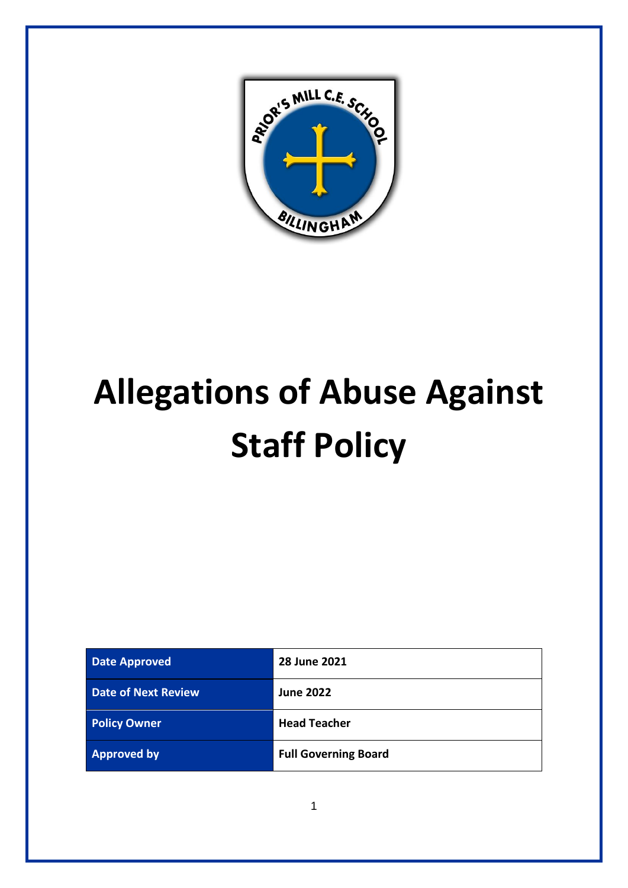# Allegations of Abuse Against Staff Policy

| Date Approved | 28 June 2021 |
|---|---|
| Date of Next Review | June 2022 |
| Policy Owner | Head Teacher |
| Approved by | Full Governing Board |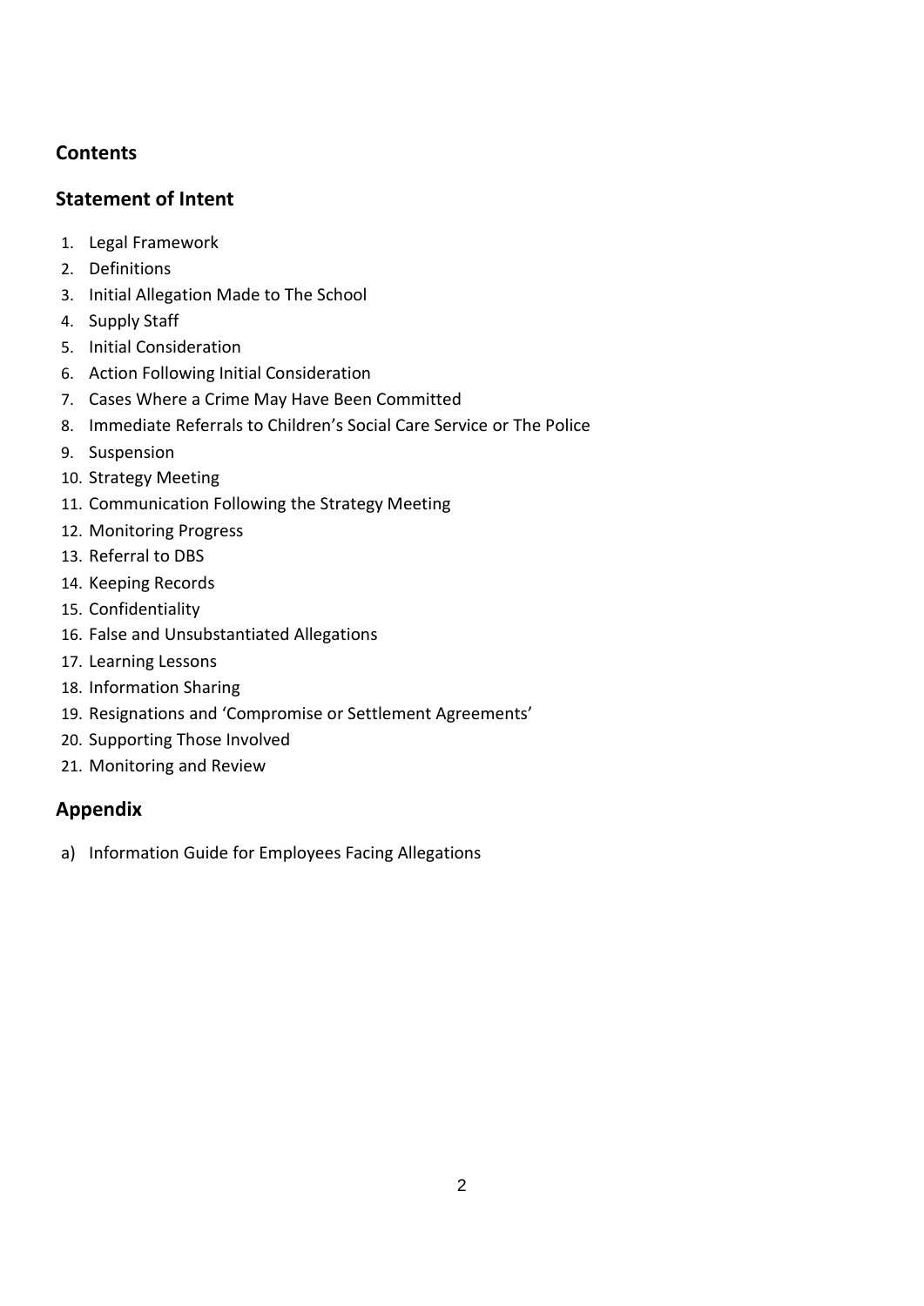## Contents

## Statement of Intent

1. Legal Framework
2. Definitions
3. Initial Allegation Made to The School
4. Supply Staff
5. Initial Consideration
6. Action Following Initial Consideration
7. Cases Where a Crime May Have Been Committed
8. Immediate Referrals to Children's Social Care Service or The Police
9. Suspension
10. Strategy Meeting
11. Communication Following the Strategy Meeting
12. Monitoring Progress
13. Referral to DBS
14. Keeping Records
15. Confidentiality
16. False and Unsubstantiated Allegations
17. Learning Lessons
18. Information Sharing
19. Resignations and 'Compromise or Settlement Agreements'
20. Supporting Those Involved
21. Monitoring and Review

## Appendix

a) Information Guide for Employees Facing Allegations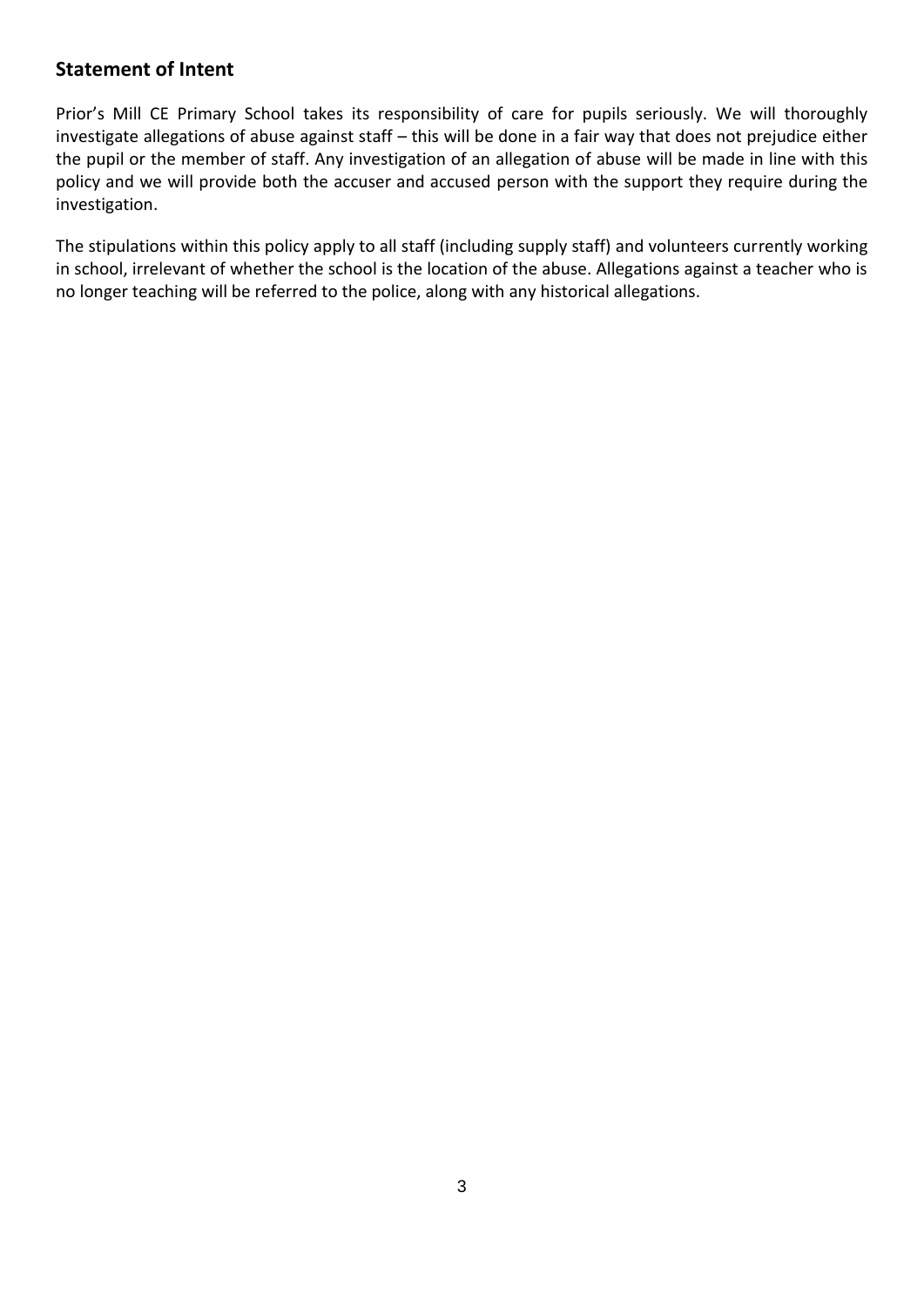## Statement of Intent

Prior's Mill CE Primary School takes its responsibility of care for pupils seriously. We will thoroughly investigate allegations of abuse against staff – this will be done in a fair way that does not prejudice either the pupil or the member of staff. Any investigation of an allegation of abuse will be made in line with this policy and we will provide both the accuser and accused person with the support they require during the investigation.

The stipulations within this policy apply to all staff (including supply staff) and volunteers currently working in school, irrelevant of whether the school is the location of the abuse. Allegations against a teacher who is no longer teaching will be referred to the police, along with any historical allegations.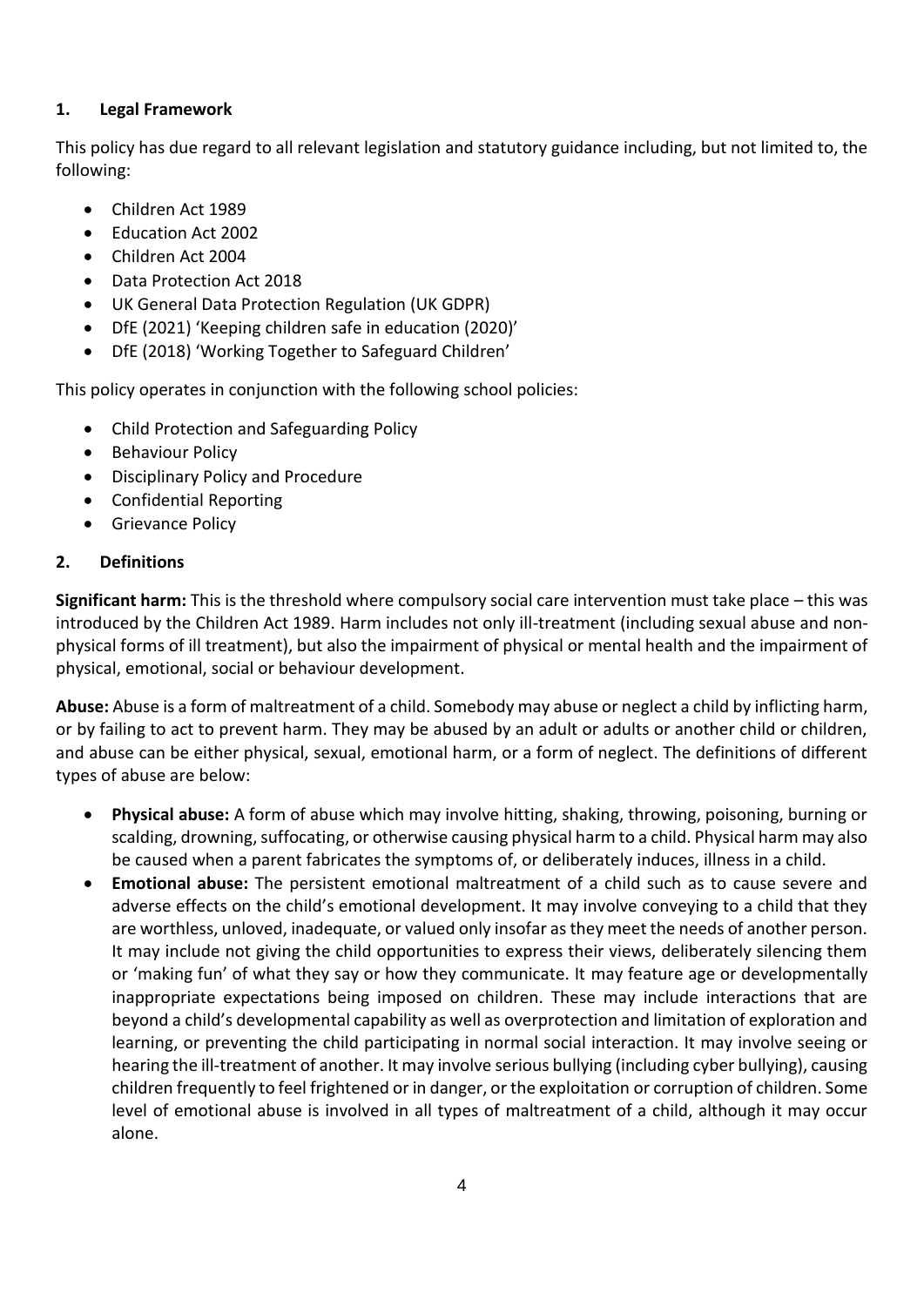## 1. Legal Framework

This policy has due regard to all relevant legislation and statutory guidance including, but not limited to, the following:

- Children Act 1989
- Education Act 2002
- Children Act 2004
- Data Protection Act 2018
- UK General Data Protection Regulation (UK GDPR)
- DfE (2021) 'Keeping children safe in education (2020)'
- DfE (2018) 'Working Together to Safeguard Children'

This policy operates in conjunction with the following school policies:

- Child Protection and Safeguarding Policy
- Behaviour Policy
- Disciplinary Policy and Procedure
- Confidential Reporting
- Grievance Policy

## 2. Definitions

**Significant harm:** This is the threshold where compulsory social care intervention must take place – this was introduced by the Children Act 1989. Harm includes not only ill-treatment (including sexual abuse and non-physical forms of ill treatment), but also the impairment of physical or mental health and the impairment of physical, emotional, social or behaviour development.

**Abuse:** Abuse is a form of maltreatment of a child. Somebody may abuse or neglect a child by inflicting harm, or by failing to act to prevent harm. They may be abused by an adult or adults or another child or children, and abuse can be either physical, sexual, emotional harm, or a form of neglect. The definitions of different types of abuse are below:

- **Physical abuse:** A form of abuse which may involve hitting, shaking, throwing, poisoning, burning or scalding, drowning, suffocating, or otherwise causing physical harm to a child. Physical harm may also be caused when a parent fabricates the symptoms of, or deliberately induces, illness in a child.
- **Emotional abuse:** The persistent emotional maltreatment of a child such as to cause severe and adverse effects on the child's emotional development. It may involve conveying to a child that they are worthless, unloved, inadequate, or valued only insofar as they meet the needs of another person. It may include not giving the child opportunities to express their views, deliberately silencing them or 'making fun' of what they say or how they communicate. It may feature age or developmentally inappropriate expectations being imposed on children. These may include interactions that are beyond a child's developmental capability as well as overprotection and limitation of exploration and learning, or preventing the child participating in normal social interaction. It may involve seeing or hearing the ill-treatment of another. It may involve serious bullying (including cyber bullying), causing children frequently to feel frightened or in danger, or the exploitation or corruption of children. Some level of emotional abuse is involved in all types of maltreatment of a child, although it may occur alone.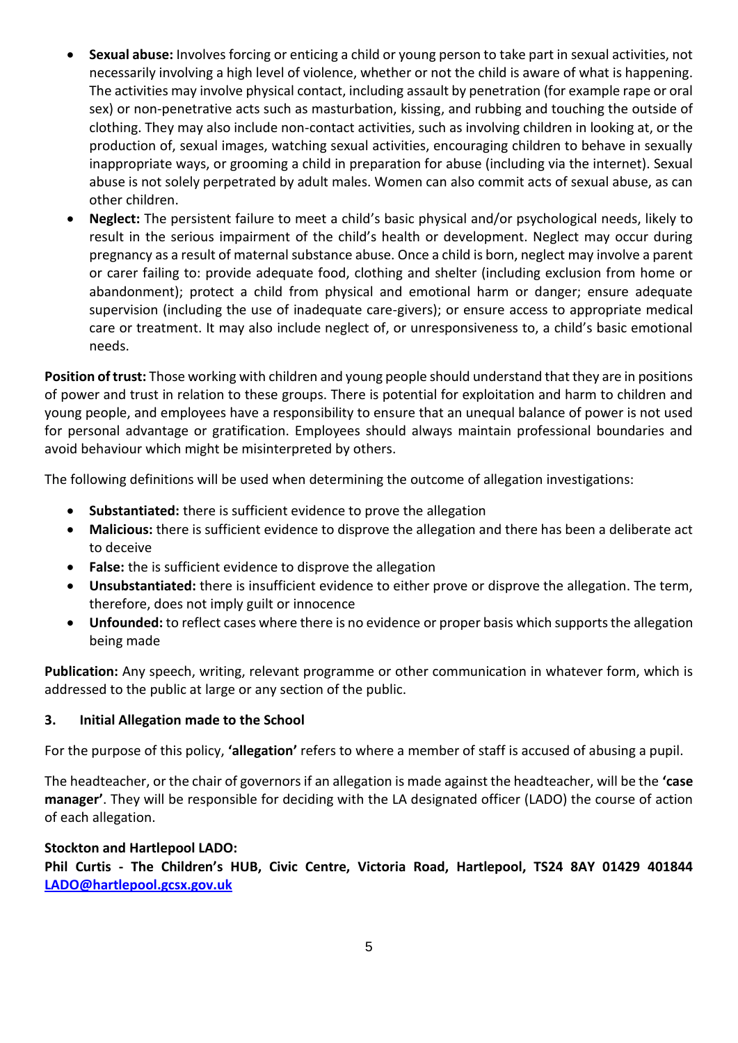- **Sexual abuse:** Involves forcing or enticing a child or young person to take part in sexual activities, not necessarily involving a high level of violence, whether or not the child is aware of what is happening. The activities may involve physical contact, including assault by penetration (for example rape or oral sex) or non-penetrative acts such as masturbation, kissing, and rubbing and touching the outside of clothing. They may also include non-contact activities, such as involving children in looking at, or the production of, sexual images, watching sexual activities, encouraging children to behave in sexually inappropriate ways, or grooming a child in preparation for abuse (including via the internet). Sexual abuse is not solely perpetrated by adult males. Women can also commit acts of sexual abuse, as can other children.
- **Neglect:** The persistent failure to meet a child's basic physical and/or psychological needs, likely to result in the serious impairment of the child's health or development. Neglect may occur during pregnancy as a result of maternal substance abuse. Once a child is born, neglect may involve a parent or carer failing to: provide adequate food, clothing and shelter (including exclusion from home or abandonment); protect a child from physical and emotional harm or danger; ensure adequate supervision (including the use of inadequate care-givers); or ensure access to appropriate medical care or treatment. It may also include neglect of, or unresponsiveness to, a child's basic emotional needs.

**Position of trust:** Those working with children and young people should understand that they are in positions of power and trust in relation to these groups. There is potential for exploitation and harm to children and young people, and employees have a responsibility to ensure that an unequal balance of power is not used for personal advantage or gratification. Employees should always maintain professional boundaries and avoid behaviour which might be misinterpreted by others.

The following definitions will be used when determining the outcome of allegation investigations:

- **Substantiated:** there is sufficient evidence to prove the allegation
- **Malicious:** there is sufficient evidence to disprove the allegation and there has been a deliberate act to deceive
- **False:** the is sufficient evidence to disprove the allegation
- **Unsubstantiated:** there is insufficient evidence to either prove or disprove the allegation. The term, therefore, does not imply guilt or innocence
- **Unfounded:** to reflect cases where there is no evidence or proper basis which supports the allegation being made

**Publication:** Any speech, writing, relevant programme or other communication in whatever form, which is addressed to the public at large or any section of the public.

## 3. Initial Allegation made to the School

For the purpose of this policy, **'allegation'** refers to where a member of staff is accused of abusing a pupil.

The headteacher, or the chair of governors if an allegation is made against the headteacher, will be the **'case manager'**. They will be responsible for deciding with the LA designated officer (LADO) the course of action of each allegation.

**Stockton and Hartlepool LADO:**
**Phil Curtis - The Children's HUB, Civic Centre, Victoria Road, Hartlepool, TS24 8AY 01429 401844 LADO@hartlepool.gcsx.gov.uk**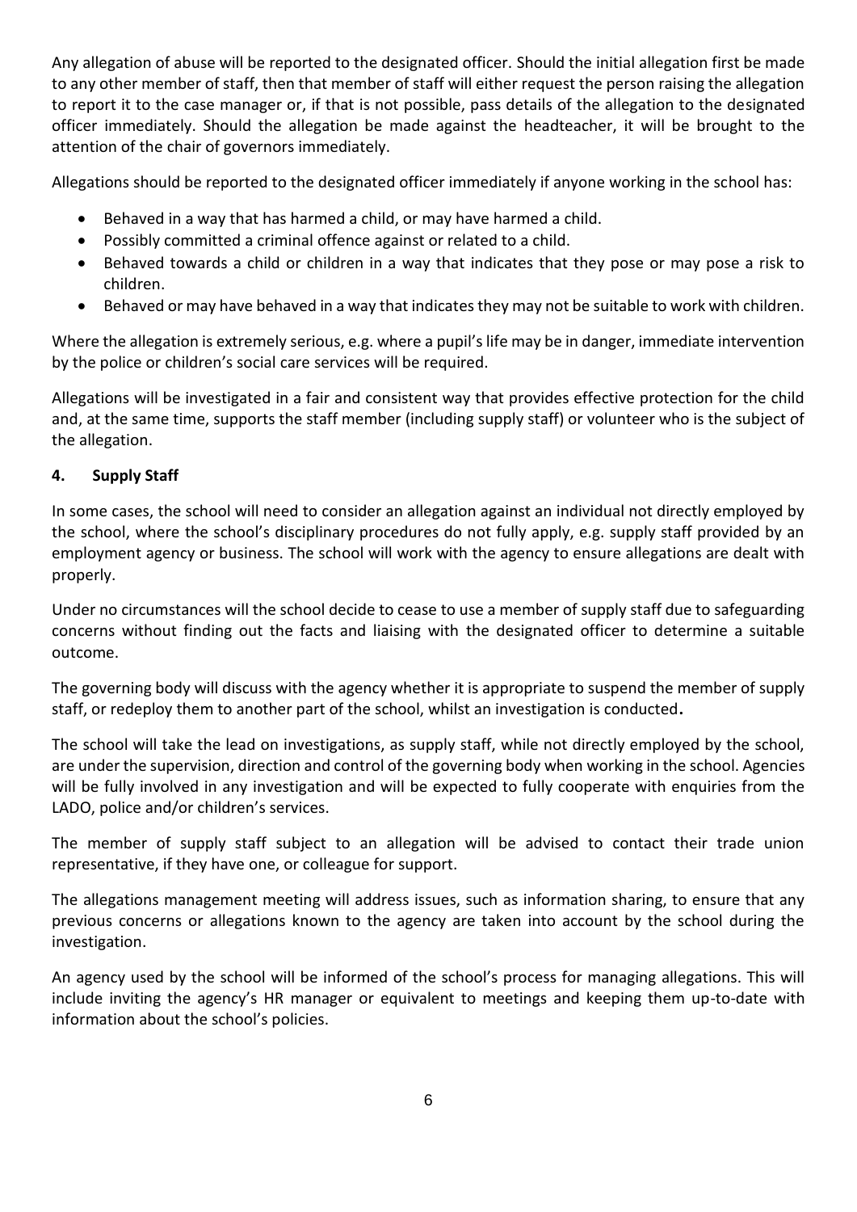Any allegation of abuse will be reported to the designated officer. Should the initial allegation first be made to any other member of staff, then that member of staff will either request the person raising the allegation to report it to the case manager or, if that is not possible, pass details of the allegation to the designated officer immediately. Should the allegation be made against the headteacher, it will be brought to the attention of the chair of governors immediately.

Allegations should be reported to the designated officer immediately if anyone working in the school has:

- Behaved in a way that has harmed a child, or may have harmed a child.
- Possibly committed a criminal offence against or related to a child.
- Behaved towards a child or children in a way that indicates that they pose or may pose a risk to children.
- Behaved or may have behaved in a way that indicates they may not be suitable to work with children.

Where the allegation is extremely serious, e.g. where a pupil's life may be in danger, immediate intervention by the police or children's social care services will be required.

Allegations will be investigated in a fair and consistent way that provides effective protection for the child and, at the same time, supports the staff member (including supply staff) or volunteer who is the subject of the allegation.

## 4. Supply Staff

In some cases, the school will need to consider an allegation against an individual not directly employed by the school, where the school's disciplinary procedures do not fully apply, e.g. supply staff provided by an employment agency or business. The school will work with the agency to ensure allegations are dealt with properly.

Under no circumstances will the school decide to cease to use a member of supply staff due to safeguarding concerns without finding out the facts and liaising with the designated officer to determine a suitable outcome.

The governing body will discuss with the agency whether it is appropriate to suspend the member of supply staff, or redeploy them to another part of the school, whilst an investigation is conducted**.**

The school will take the lead on investigations, as supply staff, while not directly employed by the school, are under the supervision, direction and control of the governing body when working in the school. Agencies will be fully involved in any investigation and will be expected to fully cooperate with enquiries from the LADO, police and/or children's services.

The member of supply staff subject to an allegation will be advised to contact their trade union representative, if they have one, or colleague for support.

The allegations management meeting will address issues, such as information sharing, to ensure that any previous concerns or allegations known to the agency are taken into account by the school during the investigation.

An agency used by the school will be informed of the school's process for managing allegations. This will include inviting the agency's HR manager or equivalent to meetings and keeping them up-to-date with information about the school's policies.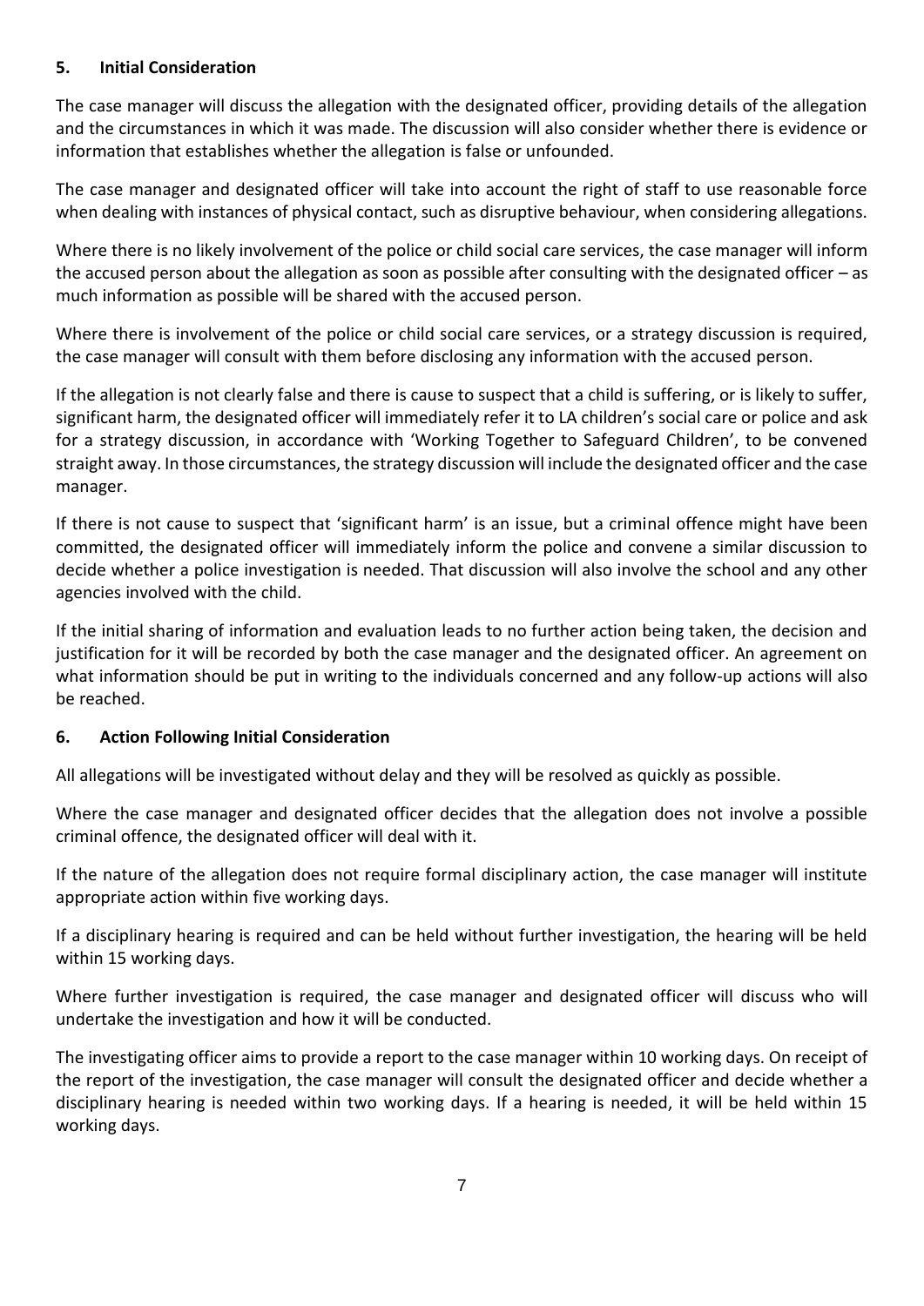## 5. Initial Consideration

The case manager will discuss the allegation with the designated officer, providing details of the allegation and the circumstances in which it was made. The discussion will also consider whether there is evidence or information that establishes whether the allegation is false or unfounded.

The case manager and designated officer will take into account the right of staff to use reasonable force when dealing with instances of physical contact, such as disruptive behaviour, when considering allegations.

Where there is no likely involvement of the police or child social care services, the case manager will inform the accused person about the allegation as soon as possible after consulting with the designated officer – as much information as possible will be shared with the accused person.

Where there is involvement of the police or child social care services, or a strategy discussion is required, the case manager will consult with them before disclosing any information with the accused person.

If the allegation is not clearly false and there is cause to suspect that a child is suffering, or is likely to suffer, significant harm, the designated officer will immediately refer it to LA children's social care or police and ask for a strategy discussion, in accordance with 'Working Together to Safeguard Children', to be convened straight away. In those circumstances, the strategy discussion will include the designated officer and the case manager.

If there is not cause to suspect that 'significant harm' is an issue, but a criminal offence might have been committed, the designated officer will immediately inform the police and convene a similar discussion to decide whether a police investigation is needed. That discussion will also involve the school and any other agencies involved with the child.

If the initial sharing of information and evaluation leads to no further action being taken, the decision and justification for it will be recorded by both the case manager and the designated officer. An agreement on what information should be put in writing to the individuals concerned and any follow-up actions will also be reached.

## 6. Action Following Initial Consideration

All allegations will be investigated without delay and they will be resolved as quickly as possible.

Where the case manager and designated officer decides that the allegation does not involve a possible criminal offence, the designated officer will deal with it.

If the nature of the allegation does not require formal disciplinary action, the case manager will institute appropriate action within five working days.

If a disciplinary hearing is required and can be held without further investigation, the hearing will be held within 15 working days.

Where further investigation is required, the case manager and designated officer will discuss who will undertake the investigation and how it will be conducted.

The investigating officer aims to provide a report to the case manager within 10 working days. On receipt of the report of the investigation, the case manager will consult the designated officer and decide whether a disciplinary hearing is needed within two working days. If a hearing is needed, it will be held within 15 working days.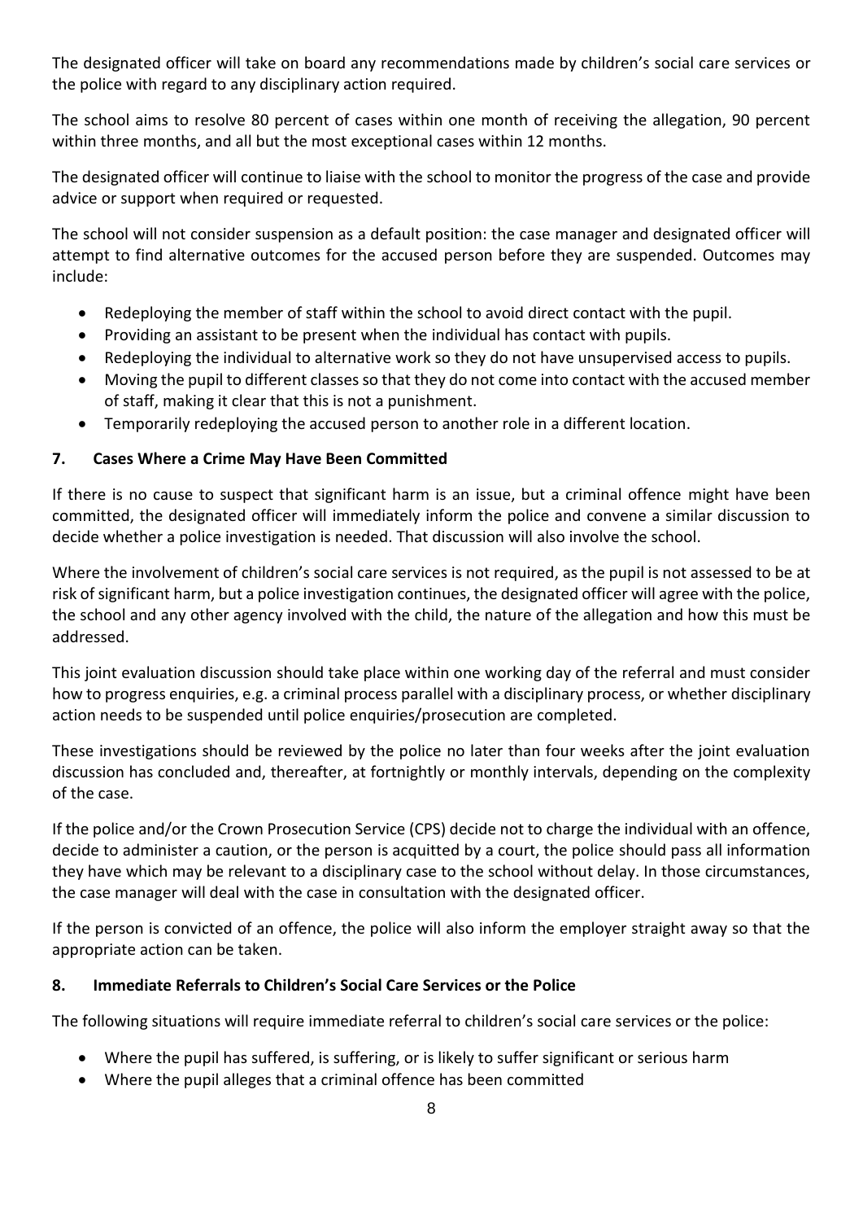The designated officer will take on board any recommendations made by children's social care services or the police with regard to any disciplinary action required.

The school aims to resolve 80 percent of cases within one month of receiving the allegation, 90 percent within three months, and all but the most exceptional cases within 12 months.

The designated officer will continue to liaise with the school to monitor the progress of the case and provide advice or support when required or requested.

The school will not consider suspension as a default position: the case manager and designated officer will attempt to find alternative outcomes for the accused person before they are suspended. Outcomes may include:

- Redeploying the member of staff within the school to avoid direct contact with the pupil.
- Providing an assistant to be present when the individual has contact with pupils.
- Redeploying the individual to alternative work so they do not have unsupervised access to pupils.
- Moving the pupil to different classes so that they do not come into contact with the accused member of staff, making it clear that this is not a punishment.
- Temporarily redeploying the accused person to another role in a different location.

## 7. Cases Where a Crime May Have Been Committed

If there is no cause to suspect that significant harm is an issue, but a criminal offence might have been committed, the designated officer will immediately inform the police and convene a similar discussion to decide whether a police investigation is needed. That discussion will also involve the school.

Where the involvement of children's social care services is not required, as the pupil is not assessed to be at risk of significant harm, but a police investigation continues, the designated officer will agree with the police, the school and any other agency involved with the child, the nature of the allegation and how this must be addressed.

This joint evaluation discussion should take place within one working day of the referral and must consider how to progress enquiries, e.g. a criminal process parallel with a disciplinary process, or whether disciplinary action needs to be suspended until police enquiries/prosecution are completed.

These investigations should be reviewed by the police no later than four weeks after the joint evaluation discussion has concluded and, thereafter, at fortnightly or monthly intervals, depending on the complexity of the case.

If the police and/or the Crown Prosecution Service (CPS) decide not to charge the individual with an offence, decide to administer a caution, or the person is acquitted by a court, the police should pass all information they have which may be relevant to a disciplinary case to the school without delay. In those circumstances, the case manager will deal with the case in consultation with the designated officer.

If the person is convicted of an offence, the police will also inform the employer straight away so that the appropriate action can be taken.

## 8. Immediate Referrals to Children's Social Care Services or the Police

The following situations will require immediate referral to children's social care services or the police:

- Where the pupil has suffered, is suffering, or is likely to suffer significant or serious harm
- Where the pupil alleges that a criminal offence has been committed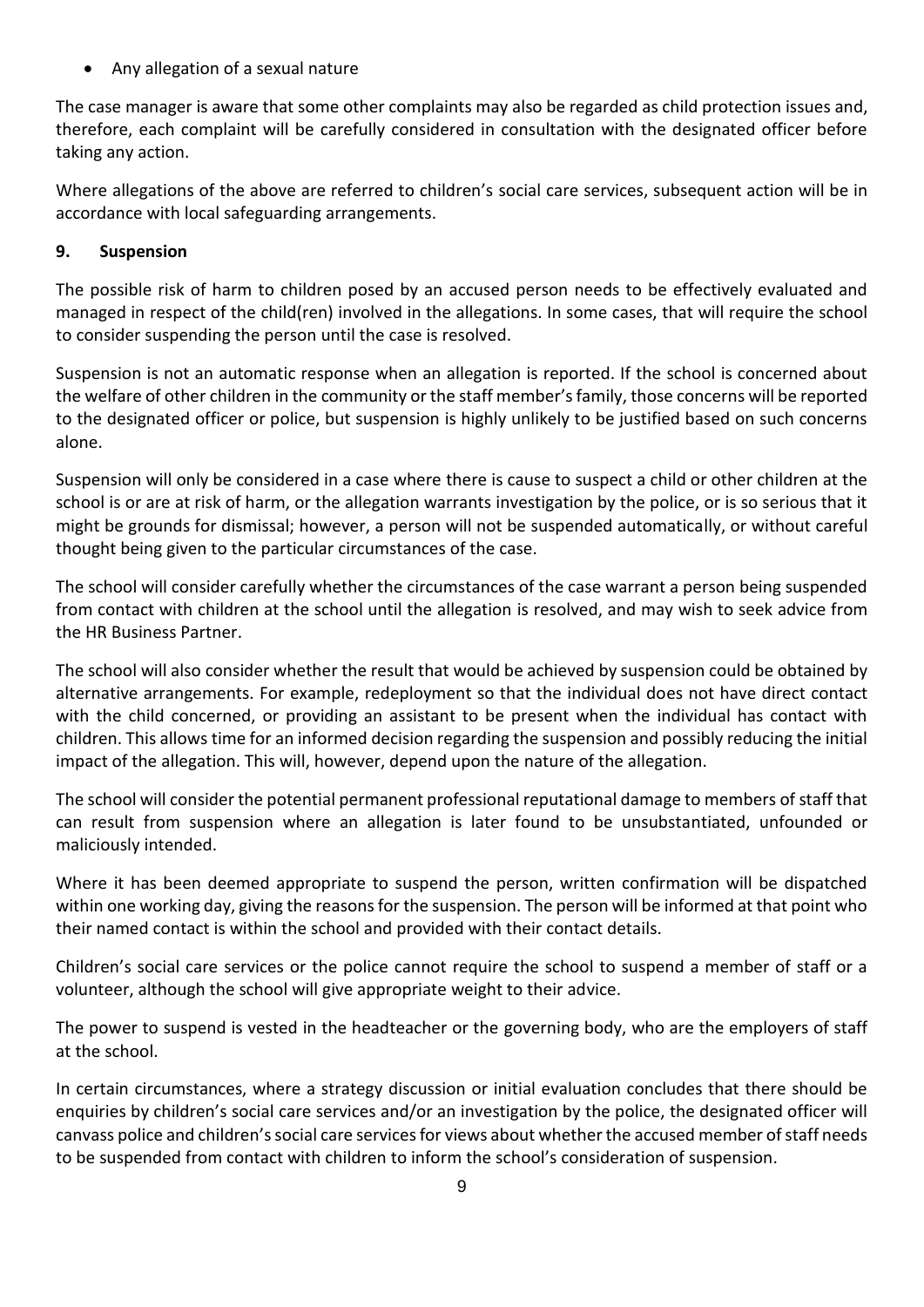- Any allegation of a sexual nature

The case manager is aware that some other complaints may also be regarded as child protection issues and, therefore, each complaint will be carefully considered in consultation with the designated officer before taking any action.

Where allegations of the above are referred to children's social care services, subsequent action will be in accordance with local safeguarding arrangements.

## 9. Suspension

The possible risk of harm to children posed by an accused person needs to be effectively evaluated and managed in respect of the child(ren) involved in the allegations. In some cases, that will require the school to consider suspending the person until the case is resolved.

Suspension is not an automatic response when an allegation is reported. If the school is concerned about the welfare of other children in the community or the staff member's family, those concerns will be reported to the designated officer or police, but suspension is highly unlikely to be justified based on such concerns alone.

Suspension will only be considered in a case where there is cause to suspect a child or other children at the school is or are at risk of harm, or the allegation warrants investigation by the police, or is so serious that it might be grounds for dismissal; however, a person will not be suspended automatically, or without careful thought being given to the particular circumstances of the case.

The school will consider carefully whether the circumstances of the case warrant a person being suspended from contact with children at the school until the allegation is resolved, and may wish to seek advice from the HR Business Partner.

The school will also consider whether the result that would be achieved by suspension could be obtained by alternative arrangements. For example, redeployment so that the individual does not have direct contact with the child concerned, or providing an assistant to be present when the individual has contact with children. This allows time for an informed decision regarding the suspension and possibly reducing the initial impact of the allegation. This will, however, depend upon the nature of the allegation.

The school will consider the potential permanent professional reputational damage to members of staff that can result from suspension where an allegation is later found to be unsubstantiated, unfounded or maliciously intended.

Where it has been deemed appropriate to suspend the person, written confirmation will be dispatched within one working day, giving the reasons for the suspension. The person will be informed at that point who their named contact is within the school and provided with their contact details.

Children's social care services or the police cannot require the school to suspend a member of staff or a volunteer, although the school will give appropriate weight to their advice.

The power to suspend is vested in the headteacher or the governing body, who are the employers of staff at the school.

In certain circumstances, where a strategy discussion or initial evaluation concludes that there should be enquiries by children's social care services and/or an investigation by the police, the designated officer will canvass police and children's social care services for views about whether the accused member of staff needs to be suspended from contact with children to inform the school's consideration of suspension.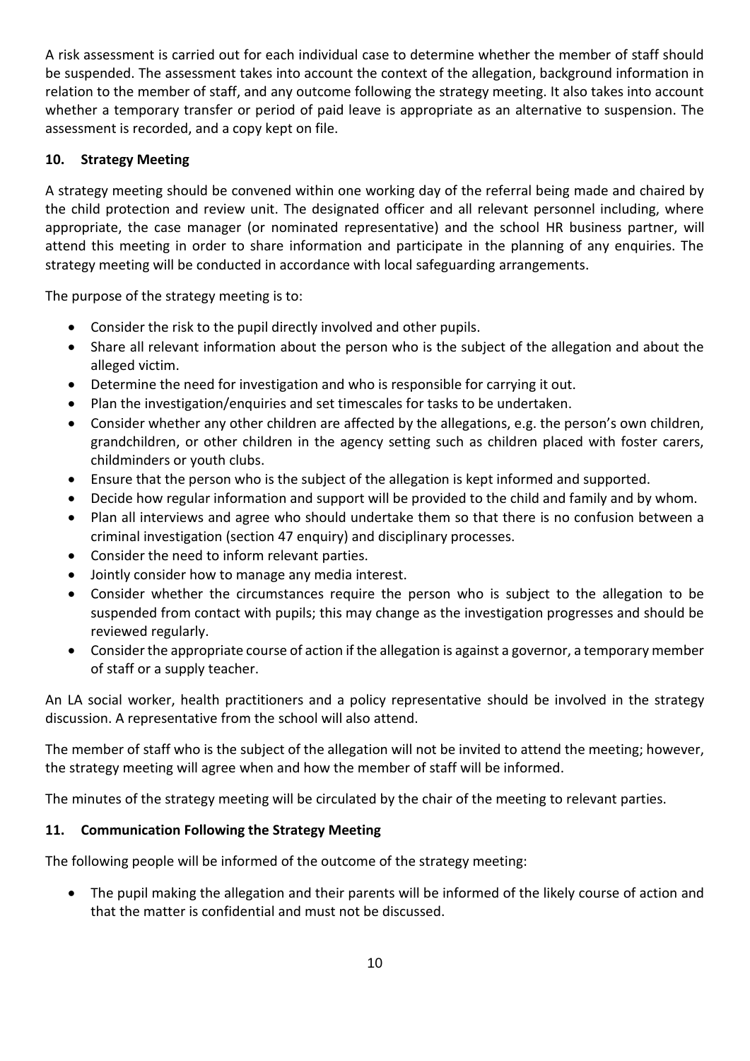A risk assessment is carried out for each individual case to determine whether the member of staff should be suspended. The assessment takes into account the context of the allegation, background information in relation to the member of staff, and any outcome following the strategy meeting. It also takes into account whether a temporary transfer or period of paid leave is appropriate as an alternative to suspension. The assessment is recorded, and a copy kept on file.

## 10. Strategy Meeting

A strategy meeting should be convened within one working day of the referral being made and chaired by the child protection and review unit. The designated officer and all relevant personnel including, where appropriate, the case manager (or nominated representative) and the school HR business partner, will attend this meeting in order to share information and participate in the planning of any enquiries. The strategy meeting will be conducted in accordance with local safeguarding arrangements.

The purpose of the strategy meeting is to:

- Consider the risk to the pupil directly involved and other pupils.
- Share all relevant information about the person who is the subject of the allegation and about the alleged victim.
- Determine the need for investigation and who is responsible for carrying it out.
- Plan the investigation/enquiries and set timescales for tasks to be undertaken.
- Consider whether any other children are affected by the allegations, e.g. the person's own children, grandchildren, or other children in the agency setting such as children placed with foster carers, childminders or youth clubs.
- Ensure that the person who is the subject of the allegation is kept informed and supported.
- Decide how regular information and support will be provided to the child and family and by whom.
- Plan all interviews and agree who should undertake them so that there is no confusion between a criminal investigation (section 47 enquiry) and disciplinary processes.
- Consider the need to inform relevant parties.
- Jointly consider how to manage any media interest.
- Consider whether the circumstances require the person who is subject to the allegation to be suspended from contact with pupils; this may change as the investigation progresses and should be reviewed regularly.
- Consider the appropriate course of action if the allegation is against a governor, a temporary member of staff or a supply teacher.

An LA social worker, health practitioners and a policy representative should be involved in the strategy discussion. A representative from the school will also attend.

The member of staff who is the subject of the allegation will not be invited to attend the meeting; however, the strategy meeting will agree when and how the member of staff will be informed.

The minutes of the strategy meeting will be circulated by the chair of the meeting to relevant parties.

## 11. Communication Following the Strategy Meeting

The following people will be informed of the outcome of the strategy meeting:

- The pupil making the allegation and their parents will be informed of the likely course of action and that the matter is confidential and must not be discussed.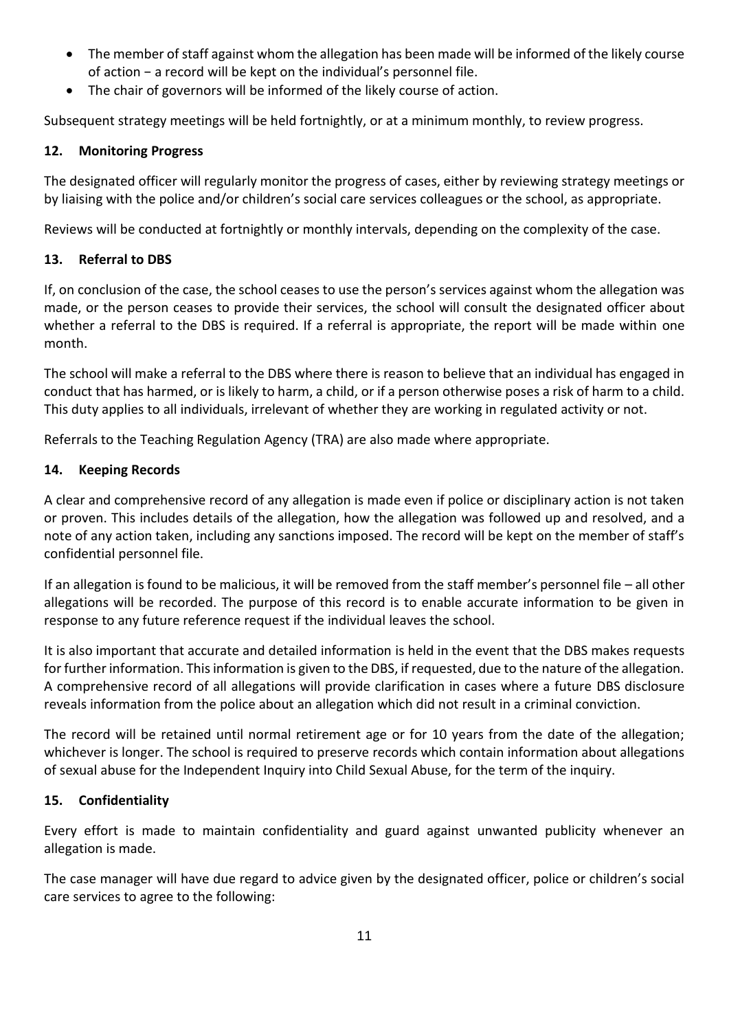- The member of staff against whom the allegation has been made will be informed of the likely course of action − a record will be kept on the individual's personnel file.
- The chair of governors will be informed of the likely course of action.

Subsequent strategy meetings will be held fortnightly, or at a minimum monthly, to review progress.

### 12. Monitoring Progress

The designated officer will regularly monitor the progress of cases, either by reviewing strategy meetings or by liaising with the police and/or children's social care services colleagues or the school, as appropriate.

Reviews will be conducted at fortnightly or monthly intervals, depending on the complexity of the case.

### 13. Referral to DBS

If, on conclusion of the case, the school ceases to use the person's services against whom the allegation was made, or the person ceases to provide their services, the school will consult the designated officer about whether a referral to the DBS is required. If a referral is appropriate, the report will be made within one month.

The school will make a referral to the DBS where there is reason to believe that an individual has engaged in conduct that has harmed, or is likely to harm, a child, or if a person otherwise poses a risk of harm to a child. This duty applies to all individuals, irrelevant of whether they are working in regulated activity or not.

Referrals to the Teaching Regulation Agency (TRA) are also made where appropriate.

### 14. Keeping Records

A clear and comprehensive record of any allegation is made even if police or disciplinary action is not taken or proven. This includes details of the allegation, how the allegation was followed up and resolved, and a note of any action taken, including any sanctions imposed. The record will be kept on the member of staff's confidential personnel file.

If an allegation is found to be malicious, it will be removed from the staff member's personnel file – all other allegations will be recorded. The purpose of this record is to enable accurate information to be given in response to any future reference request if the individual leaves the school.

It is also important that accurate and detailed information is held in the event that the DBS makes requests for further information. This information is given to the DBS, if requested, due to the nature of the allegation. A comprehensive record of all allegations will provide clarification in cases where a future DBS disclosure reveals information from the police about an allegation which did not result in a criminal conviction.

The record will be retained until normal retirement age or for 10 years from the date of the allegation; whichever is longer. The school is required to preserve records which contain information about allegations of sexual abuse for the Independent Inquiry into Child Sexual Abuse, for the term of the inquiry.

### 15. Confidentiality

Every effort is made to maintain confidentiality and guard against unwanted publicity whenever an allegation is made.

The case manager will have due regard to advice given by the designated officer, police or children's social care services to agree to the following: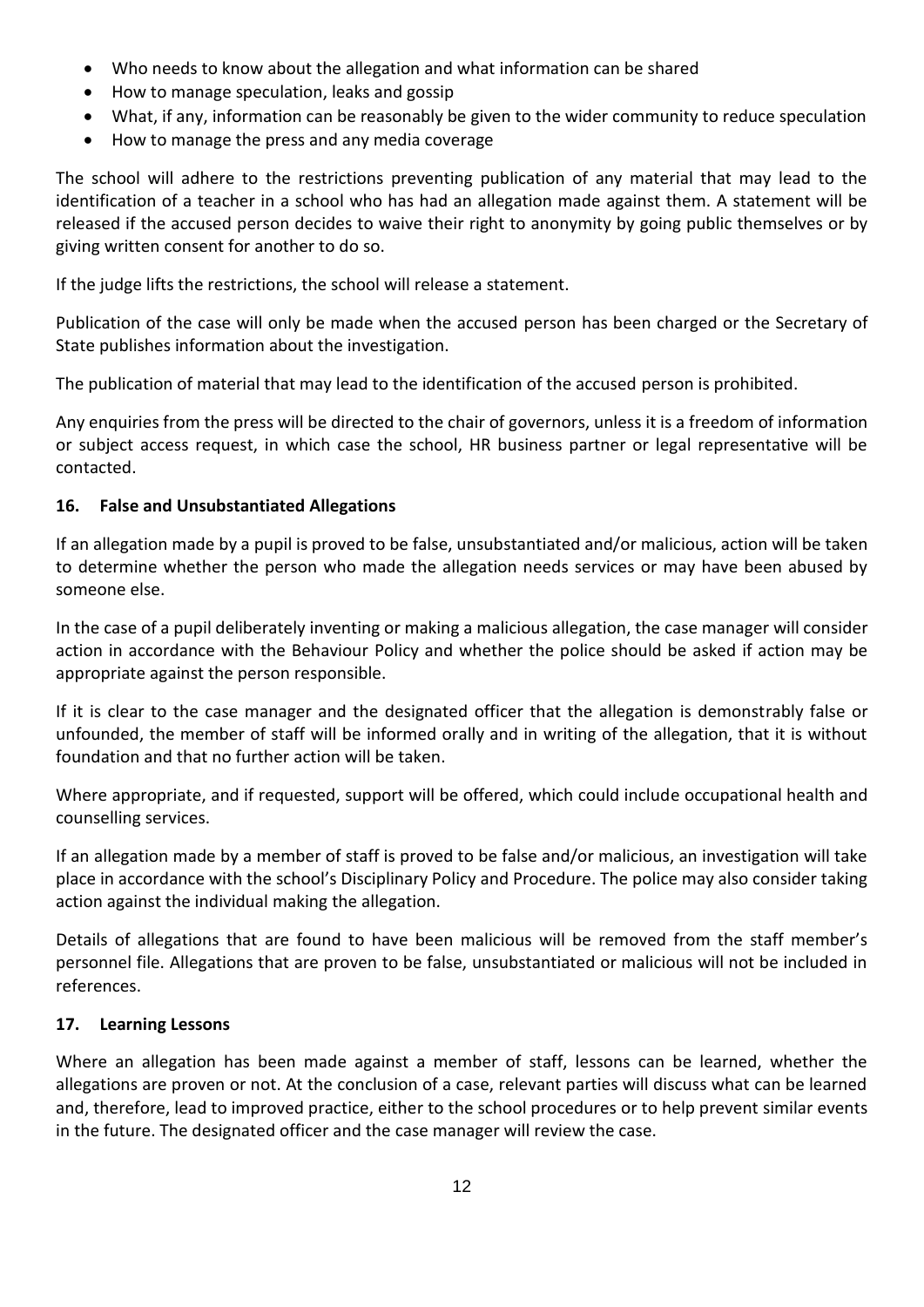- Who needs to know about the allegation and what information can be shared
- How to manage speculation, leaks and gossip
- What, if any, information can be reasonably be given to the wider community to reduce speculation
- How to manage the press and any media coverage

The school will adhere to the restrictions preventing publication of any material that may lead to the identification of a teacher in a school who has had an allegation made against them. A statement will be released if the accused person decides to waive their right to anonymity by going public themselves or by giving written consent for another to do so.

If the judge lifts the restrictions, the school will release a statement.

Publication of the case will only be made when the accused person has been charged or the Secretary of State publishes information about the investigation.

The publication of material that may lead to the identification of the accused person is prohibited.

Any enquiries from the press will be directed to the chair of governors, unless it is a freedom of information or subject access request, in which case the school, HR business partner or legal representative will be contacted.

## 16. False and Unsubstantiated Allegations

If an allegation made by a pupil is proved to be false, unsubstantiated and/or malicious, action will be taken to determine whether the person who made the allegation needs services or may have been abused by someone else.

In the case of a pupil deliberately inventing or making a malicious allegation, the case manager will consider action in accordance with the Behaviour Policy and whether the police should be asked if action may be appropriate against the person responsible.

If it is clear to the case manager and the designated officer that the allegation is demonstrably false or unfounded, the member of staff will be informed orally and in writing of the allegation, that it is without foundation and that no further action will be taken.

Where appropriate, and if requested, support will be offered, which could include occupational health and counselling services.

If an allegation made by a member of staff is proved to be false and/or malicious, an investigation will take place in accordance with the school's Disciplinary Policy and Procedure. The police may also consider taking action against the individual making the allegation.

Details of allegations that are found to have been malicious will be removed from the staff member's personnel file. Allegations that are proven to be false, unsubstantiated or malicious will not be included in references.

## 17. Learning Lessons

Where an allegation has been made against a member of staff, lessons can be learned, whether the allegations are proven or not. At the conclusion of a case, relevant parties will discuss what can be learned and, therefore, lead to improved practice, either to the school procedures or to help prevent similar events in the future. The designated officer and the case manager will review the case.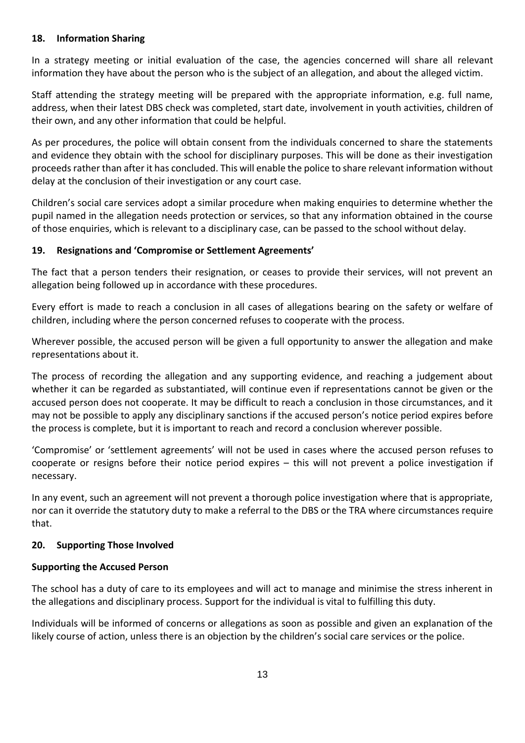## 18. Information Sharing

In a strategy meeting or initial evaluation of the case, the agencies concerned will share all relevant information they have about the person who is the subject of an allegation, and about the alleged victim.

Staff attending the strategy meeting will be prepared with the appropriate information, e.g. full name, address, when their latest DBS check was completed, start date, involvement in youth activities, children of their own, and any other information that could be helpful.

As per procedures, the police will obtain consent from the individuals concerned to share the statements and evidence they obtain with the school for disciplinary purposes. This will be done as their investigation proceeds rather than after it has concluded. This will enable the police to share relevant information without delay at the conclusion of their investigation or any court case.

Children's social care services adopt a similar procedure when making enquiries to determine whether the pupil named in the allegation needs protection or services, so that any information obtained in the course of those enquiries, which is relevant to a disciplinary case, can be passed to the school without delay.

## 19. Resignations and 'Compromise or Settlement Agreements'

The fact that a person tenders their resignation, or ceases to provide their services, will not prevent an allegation being followed up in accordance with these procedures.

Every effort is made to reach a conclusion in all cases of allegations bearing on the safety or welfare of children, including where the person concerned refuses to cooperate with the process.

Wherever possible, the accused person will be given a full opportunity to answer the allegation and make representations about it.

The process of recording the allegation and any supporting evidence, and reaching a judgement about whether it can be regarded as substantiated, will continue even if representations cannot be given or the accused person does not cooperate. It may be difficult to reach a conclusion in those circumstances, and it may not be possible to apply any disciplinary sanctions if the accused person's notice period expires before the process is complete, but it is important to reach and record a conclusion wherever possible.

'Compromise' or 'settlement agreements' will not be used in cases where the accused person refuses to cooperate or resigns before their notice period expires – this will not prevent a police investigation if necessary.

In any event, such an agreement will not prevent a thorough police investigation where that is appropriate, nor can it override the statutory duty to make a referral to the DBS or the TRA where circumstances require that.

## 20. Supporting Those Involved

### Supporting the Accused Person

The school has a duty of care to its employees and will act to manage and minimise the stress inherent in the allegations and disciplinary process. Support for the individual is vital to fulfilling this duty.

Individuals will be informed of concerns or allegations as soon as possible and given an explanation of the likely course of action, unless there is an objection by the children's social care services or the police.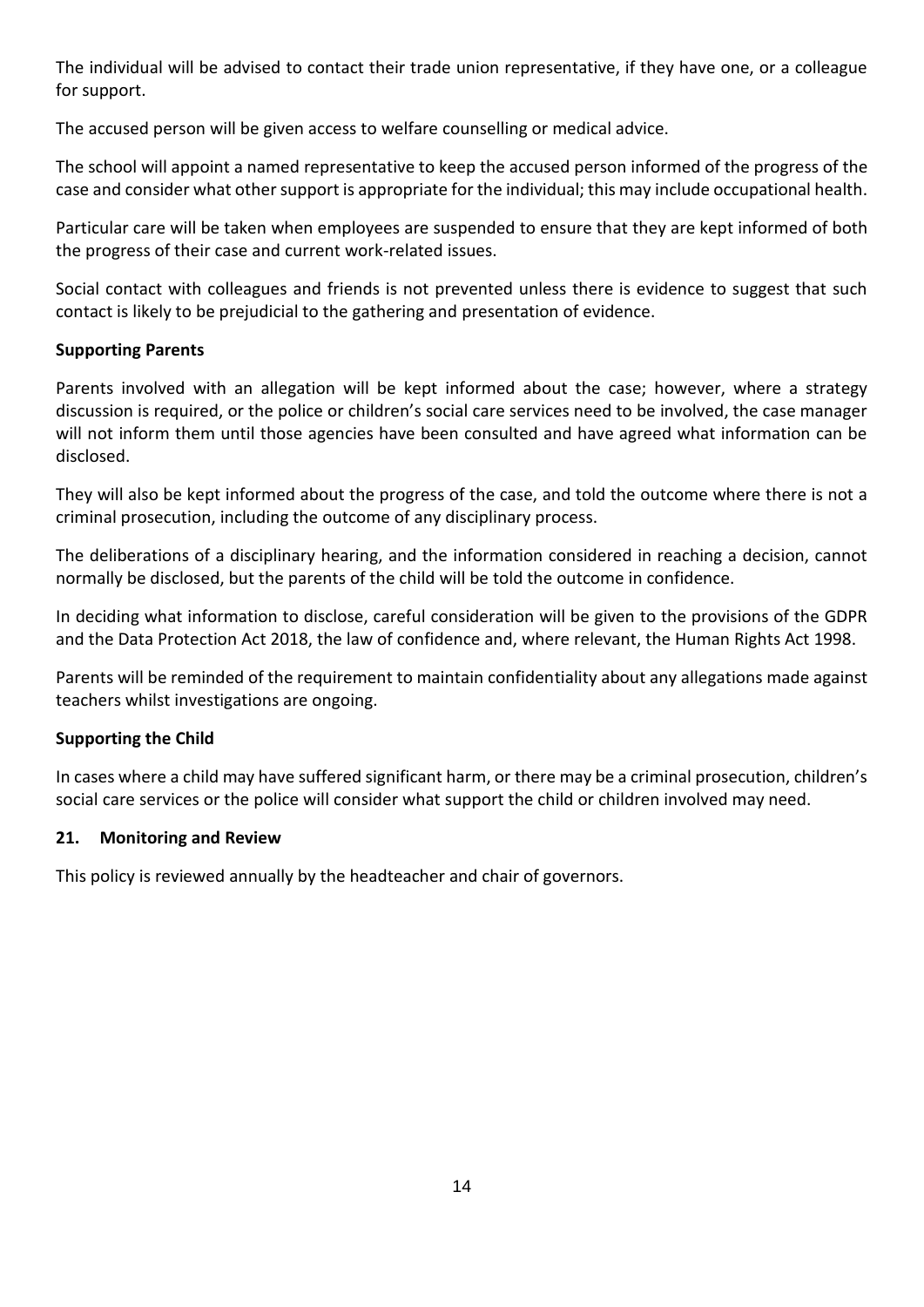The individual will be advised to contact their trade union representative, if they have one, or a colleague for support.

The accused person will be given access to welfare counselling or medical advice.

The school will appoint a named representative to keep the accused person informed of the progress of the case and consider what other support is appropriate for the individual; this may include occupational health.

Particular care will be taken when employees are suspended to ensure that they are kept informed of both the progress of their case and current work-related issues.

Social contact with colleagues and friends is not prevented unless there is evidence to suggest that such contact is likely to be prejudicial to the gathering and presentation of evidence.

**Supporting Parents**

Parents involved with an allegation will be kept informed about the case; however, where a strategy discussion is required, or the police or children's social care services need to be involved, the case manager will not inform them until those agencies have been consulted and have agreed what information can be disclosed.

They will also be kept informed about the progress of the case, and told the outcome where there is not a criminal prosecution, including the outcome of any disciplinary process.

The deliberations of a disciplinary hearing, and the information considered in reaching a decision, cannot normally be disclosed, but the parents of the child will be told the outcome in confidence.

In deciding what information to disclose, careful consideration will be given to the provisions of the GDPR and the Data Protection Act 2018, the law of confidence and, where relevant, the Human Rights Act 1998.

Parents will be reminded of the requirement to maintain confidentiality about any allegations made against teachers whilst investigations are ongoing.

**Supporting the Child**

In cases where a child may have suffered significant harm, or there may be a criminal prosecution, children's social care services or the police will consider what support the child or children involved may need.

## 21. Monitoring and Review

This policy is reviewed annually by the headteacher and chair of governors.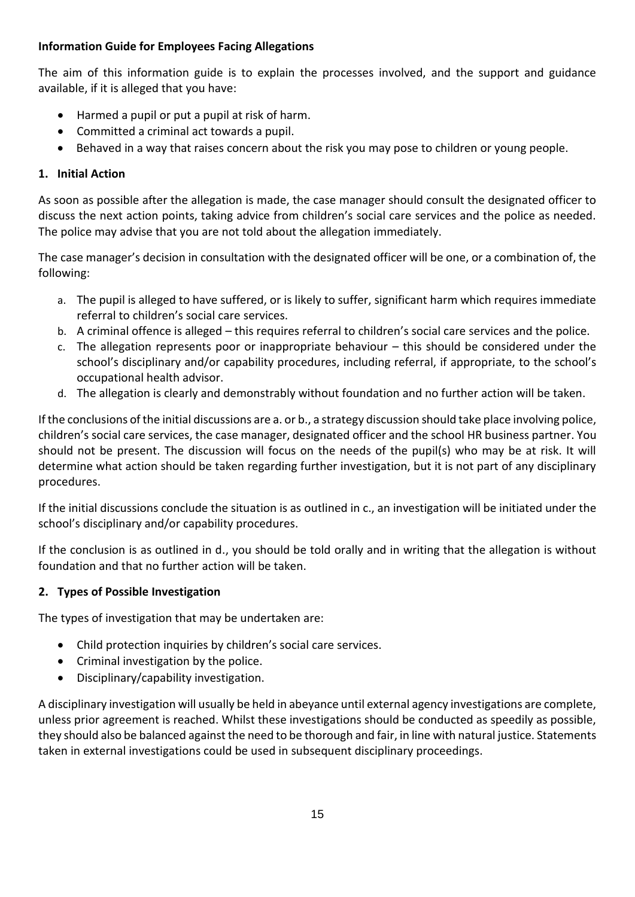**Information Guide for Employees Facing Allegations**

The aim of this information guide is to explain the processes involved, and the support and guidance available, if it is alleged that you have:

- Harmed a pupil or put a pupil at risk of harm.
- Committed a criminal act towards a pupil.
- Behaved in a way that raises concern about the risk you may pose to children or young people.

**1. Initial Action**

As soon as possible after the allegation is made, the case manager should consult the designated officer to discuss the next action points, taking advice from children's social care services and the police as needed. The police may advise that you are not told about the allegation immediately.

The case manager's decision in consultation with the designated officer will be one, or a combination of, the following:

a. The pupil is alleged to have suffered, or is likely to suffer, significant harm which requires immediate referral to children's social care services.
b. A criminal offence is alleged – this requires referral to children's social care services and the police.
c. The allegation represents poor or inappropriate behaviour – this should be considered under the school's disciplinary and/or capability procedures, including referral, if appropriate, to the school's occupational health advisor.
d. The allegation is clearly and demonstrably without foundation and no further action will be taken.

If the conclusions of the initial discussions are a. or b., a strategy discussion should take place involving police, children's social care services, the case manager, designated officer and the school HR business partner. You should not be present. The discussion will focus on the needs of the pupil(s) who may be at risk. It will determine what action should be taken regarding further investigation, but it is not part of any disciplinary procedures.

If the initial discussions conclude the situation is as outlined in c., an investigation will be initiated under the school's disciplinary and/or capability procedures.

If the conclusion is as outlined in d., you should be told orally and in writing that the allegation is without foundation and that no further action will be taken.

**2. Types of Possible Investigation**

The types of investigation that may be undertaken are:

- Child protection inquiries by children's social care services.
- Criminal investigation by the police.
- Disciplinary/capability investigation.

A disciplinary investigation will usually be held in abeyance until external agency investigations are complete, unless prior agreement is reached. Whilst these investigations should be conducted as speedily as possible, they should also be balanced against the need to be thorough and fair, in line with natural justice. Statements taken in external investigations could be used in subsequent disciplinary proceedings.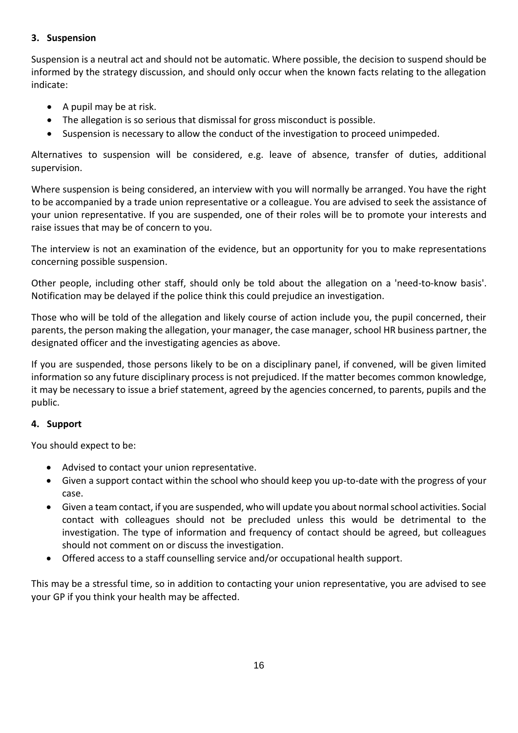### 3. Suspension

Suspension is a neutral act and should not be automatic. Where possible, the decision to suspend should be informed by the strategy discussion, and should only occur when the known facts relating to the allegation indicate:

- A pupil may be at risk.
- The allegation is so serious that dismissal for gross misconduct is possible.
- Suspension is necessary to allow the conduct of the investigation to proceed unimpeded.

Alternatives to suspension will be considered, e.g. leave of absence, transfer of duties, additional supervision.

Where suspension is being considered, an interview with you will normally be arranged. You have the right to be accompanied by a trade union representative or a colleague. You are advised to seek the assistance of your union representative. If you are suspended, one of their roles will be to promote your interests and raise issues that may be of concern to you.

The interview is not an examination of the evidence, but an opportunity for you to make representations concerning possible suspension.

Other people, including other staff, should only be told about the allegation on a 'need-to-know basis'. Notification may be delayed if the police think this could prejudice an investigation.

Those who will be told of the allegation and likely course of action include you, the pupil concerned, their parents, the person making the allegation, your manager, the case manager, school HR business partner, the designated officer and the investigating agencies as above.

If you are suspended, those persons likely to be on a disciplinary panel, if convened, will be given limited information so any future disciplinary process is not prejudiced. If the matter becomes common knowledge, it may be necessary to issue a brief statement, agreed by the agencies concerned, to parents, pupils and the public.

### 4. Support

You should expect to be:

- Advised to contact your union representative.
- Given a support contact within the school who should keep you up-to-date with the progress of your case.
- Given a team contact, if you are suspended, who will update you about normal school activities. Social contact with colleagues should not be precluded unless this would be detrimental to the investigation. The type of information and frequency of contact should be agreed, but colleagues should not comment on or discuss the investigation.
- Offered access to a staff counselling service and/or occupational health support.

This may be a stressful time, so in addition to contacting your union representative, you are advised to see your GP if you think your health may be affected.